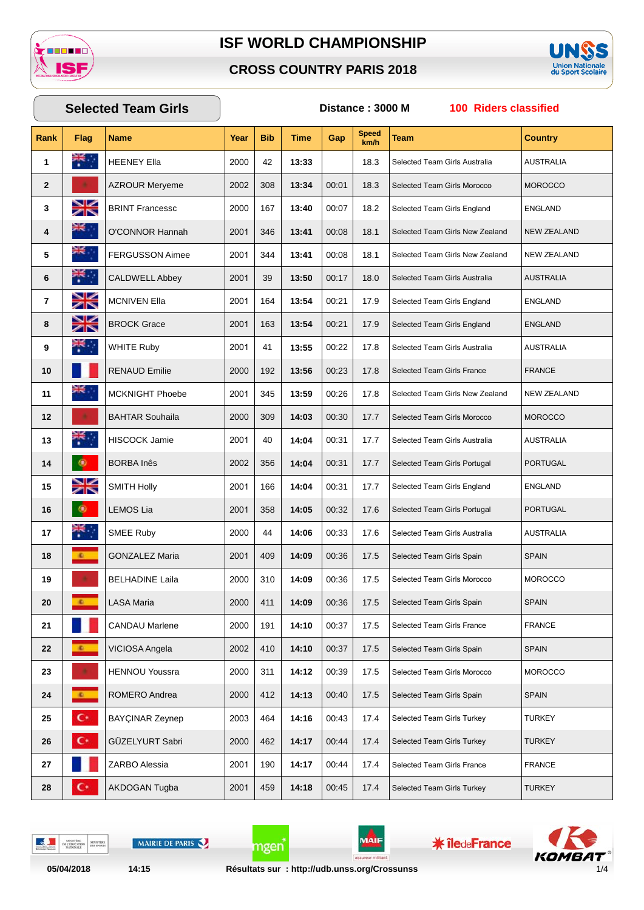# ISF WORLD CHAMPIONSHIP

## CROSS COUNTRY PARIS 2018

**Selected Team Girls** | **Distance : 3000 M** | **100 Riders classified**

| Rank | Flag | Name | Year | Bib | Time | Gap | Speed km/h | Team | Country |
|---|---|---|---|---|---|---|---|---|---|
| 1 | | HEENEY Ella | 2000 | 42 | 13:33 | | 18.3 | Selected Team Girls Australia | AUSTRALIA |
| 2 | | AZROUR Meryeme | 2002 | 308 | 13:34 | 00:01 | 18.3 | Selected Team Girls Morocco | MOROCCO |
| 3 | | BRINT Francessc | 2000 | 167 | 13:40 | 00:07 | 18.2 | Selected Team Girls England | ENGLAND |
| 4 | | O'CONNOR Hannah | 2001 | 346 | 13:41 | 00:08 | 18.1 | Selected Team Girls New Zealand | NEW ZEALAND |
| 5 | | FERGUSSON Aimee | 2001 | 344 | 13:41 | 00:08 | 18.1 | Selected Team Girls New Zealand | NEW ZEALAND |
| 6 | | CALDWELL Abbey | 2001 | 39 | 13:50 | 00:17 | 18.0 | Selected Team Girls Australia | AUSTRALIA |
| 7 | | MCNIVEN Ella | 2001 | 164 | 13:54 | 00:21 | 17.9 | Selected Team Girls England | ENGLAND |
| 8 | | BROCK Grace | 2001 | 163 | 13:54 | 00:21 | 17.9 | Selected Team Girls England | ENGLAND |
| 9 | | WHITE Ruby | 2001 | 41 | 13:55 | 00:22 | 17.8 | Selected Team Girls Australia | AUSTRALIA |
| 10 | | RENAUD Emilie | 2000 | 192 | 13:56 | 00:23 | 17.8 | Selected Team Girls France | FRANCE |
| 11 | | MCKNIGHT Phoebe | 2001 | 345 | 13:59 | 00:26 | 17.8 | Selected Team Girls New Zealand | NEW ZEALAND |
| 12 | | BAHTAR Souhaila | 2000 | 309 | 14:03 | 00:30 | 17.7 | Selected Team Girls Morocco | MOROCCO |
| 13 | | HISCOCK Jamie | 2001 | 40 | 14:04 | 00:31 | 17.7 | Selected Team Girls Australia | AUSTRALIA |
| 14 | | BORBA Inês | 2002 | 356 | 14:04 | 00:31 | 17.7 | Selected Team Girls Portugal | PORTUGAL |
| 15 | | SMITH Holly | 2001 | 166 | 14:04 | 00:31 | 17.7 | Selected Team Girls England | ENGLAND |
| 16 | | LEMOS Lia | 2001 | 358 | 14:05 | 00:32 | 17.6 | Selected Team Girls Portugal | PORTUGAL |
| 17 | | SMEE Ruby | 2000 | 44 | 14:06 | 00:33 | 17.6 | Selected Team Girls Australia | AUSTRALIA |
| 18 | | GONZALEZ Maria | 2001 | 409 | 14:09 | 00:36 | 17.5 | Selected Team Girls Spain | SPAIN |
| 19 | | BELHADINE Laila | 2000 | 310 | 14:09 | 00:36 | 17.5 | Selected Team Girls Morocco | MOROCCO |
| 20 | | LASA Maria | 2000 | 411 | 14:09 | 00:36 | 17.5 | Selected Team Girls Spain | SPAIN |
| 21 | | CANDAU Marlene | 2000 | 191 | 14:10 | 00:37 | 17.5 | Selected Team Girls France | FRANCE |
| 22 | | VICIOSA Angela | 2002 | 410 | 14:10 | 00:37 | 17.5 | Selected Team Girls Spain | SPAIN |
| 23 | | HENNOU Youssra | 2000 | 311 | 14:12 | 00:39 | 17.5 | Selected Team Girls Morocco | MOROCCO |
| 24 | | ROMERO Andrea | 2000 | 412 | 14:13 | 00:40 | 17.5 | Selected Team Girls Spain | SPAIN |
| 25 | | BAYÇINAR Zeynep | 2003 | 464 | 14:16 | 00:43 | 17.4 | Selected Team Girls Turkey | TURKEY |
| 26 | | GÜZELYURT Sabri | 2000 | 462 | 14:17 | 00:44 | 17.4 | Selected Team Girls Turkey | TURKEY |
| 27 | | ZARBO Alessia | 2001 | 190 | 14:17 | 00:44 | 17.4 | Selected Team Girls France | FRANCE |
| 28 | | AKDOGAN Tugba | 2001 | 459 | 14:18 | 00:45 | 17.4 | Selected Team Girls Turkey | TURKEY |

05/04/2018 14:15 Résultats sur : http://udb.unss.org/Crossunss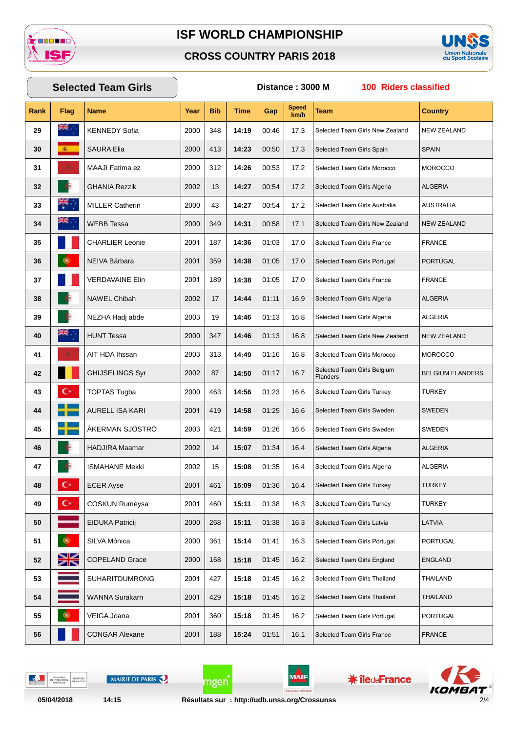# ISF WORLD CHAMPIONSHIP

## CROSS COUNTRY PARIS 2018

**Selected Team Girls** — **Distance : 3000 M** — **100 Riders classified**

| Rank | Flag | Name | Year | Bib | Time | Gap | Speed km/h | Team | Country |
|---|---|---|---|---|---|---|---|---|---|
| 29 | | KENNEDY Sofia | 2000 | 348 | **14:19** | 00:46 | 17.3 | Selected Team Girls New Zealand | NEW ZEALAND |
| 30 | | SAURA Elia | 2000 | 413 | **14:23** | 00:50 | 17.3 | Selected Team Girls Spain | SPAIN |
| 31 | | MAAJI Fatima ez | 2000 | 312 | **14:26** | 00:53 | 17.2 | Selected Team Girls Morocco | MOROCCO |
| 32 | | GHANIA Rezzik | 2002 | 13 | **14:27** | 00:54 | 17.2 | Selected Team Girls Algeria | ALGERIA |
| 33 | | MILLER Catherin | 2000 | 43 | **14:27** | 00:54 | 17.2 | Selected Team Girls Australia | AUSTRALIA |
| 34 | | WEBB Tessa | 2000 | 349 | **14:31** | 00:58 | 17.1 | Selected Team Girls New Zealand | NEW ZEALAND |
| 35 | | CHARLIER Leonie | 2001 | 187 | **14:36** | 01:03 | 17.0 | Selected Team Girls France | FRANCE |
| 36 | | NEIVA Bárbara | 2001 | 359 | **14:38** | 01:05 | 17.0 | Selected Team Girls Portugal | PORTUGAL |
| 37 | | VERDAVAINE Elin | 2001 | 189 | **14:38** | 01:05 | 17.0 | Selected Team Girls France | FRANCE |
| 38 | | NAWEL Chibah | 2002 | 17 | **14:44** | 01:11 | 16.9 | Selected Team Girls Algeria | ALGERIA |
| 39 | | NEZHA Hadj abde | 2003 | 19 | **14:46** | 01:13 | 16.8 | Selected Team Girls Algeria | ALGERIA |
| 40 | | HUNT Tessa | 2000 | 347 | **14:46** | 01:13 | 16.8 | Selected Team Girls New Zealand | NEW ZEALAND |
| 41 | | AIT HDA Ihssan | 2003 | 313 | **14:49** | 01:16 | 16.8 | Selected Team Girls Morocco | MOROCCO |
| 42 | | GHIJSELINGS Syr | 2002 | 87 | **14:50** | 01:17 | 16.7 | Selected Team Girls Belgium Flanders | BELGIUM FLANDERS |
| 43 | | TOPTAS Tugba | 2000 | 463 | **14:56** | 01:23 | 16.6 | Selected Team Girls Turkey | TURKEY |
| 44 | | AURELL ISA KARI | 2001 | 419 | **14:58** | 01:25 | 16.6 | Selected Team Girls Sweden | SWEDEN |
| 45 | | ÅKERMAN SJÖSTRÖ | 2003 | 421 | **14:59** | 01:26 | 16.6 | Selected Team Girls Sweden | SWEDEN |
| 46 | | HADJIRA Maamar | 2002 | 14 | **15:07** | 01:34 | 16.4 | Selected Team Girls Algeria | ALGERIA |
| 47 | | ISMAHANE Mekki | 2002 | 15 | **15:08** | 01:35 | 16.4 | Selected Team Girls Algeria | ALGERIA |
| 48 | | ECER Ayse | 2001 | 461 | **15:09** | 01:36 | 16.4 | Selected Team Girls Turkey | TURKEY |
| 49 | | COSKUN Rumeysa | 2001 | 460 | **15:11** | 01:38 | 16.3 | Selected Team Girls Turkey | TURKEY |
| 50 | | EIDUKA Patricij | 2000 | 268 | **15:11** | 01:38 | 16.3 | Selected Team Girls Latvia | LATVIA |
| 51 | | SILVA Mónica | 2000 | 361 | **15:14** | 01:41 | 16.3 | Selected Team Girls Portugal | PORTUGAL |
| 52 | | COPELAND Grace | 2000 | 168 | **15:18** | 01:45 | 16.2 | Selected Team Girls England | ENGLAND |
| 53 | | SUHARITDUMRONG | 2001 | 427 | **15:18** | 01:45 | 16.2 | Selected Team Girls Thailand | THAILAND |
| 54 | | WANNA Surakarn | 2001 | 429 | **15:18** | 01:45 | 16.2 | Selected Team Girls Thailand | THAILAND |
| 55 | | VEIGA Joana | 2001 | 360 | **15:18** | 01:45 | 16.2 | Selected Team Girls Portugal | PORTUGAL |
| 56 | | CONGAR Alexane | 2001 | 188 | **15:24** | 01:51 | 16.1 | Selected Team Girls France | FRANCE |

05/04/2018 14:15 Résultats sur : http://udb.unss.org/Crossunss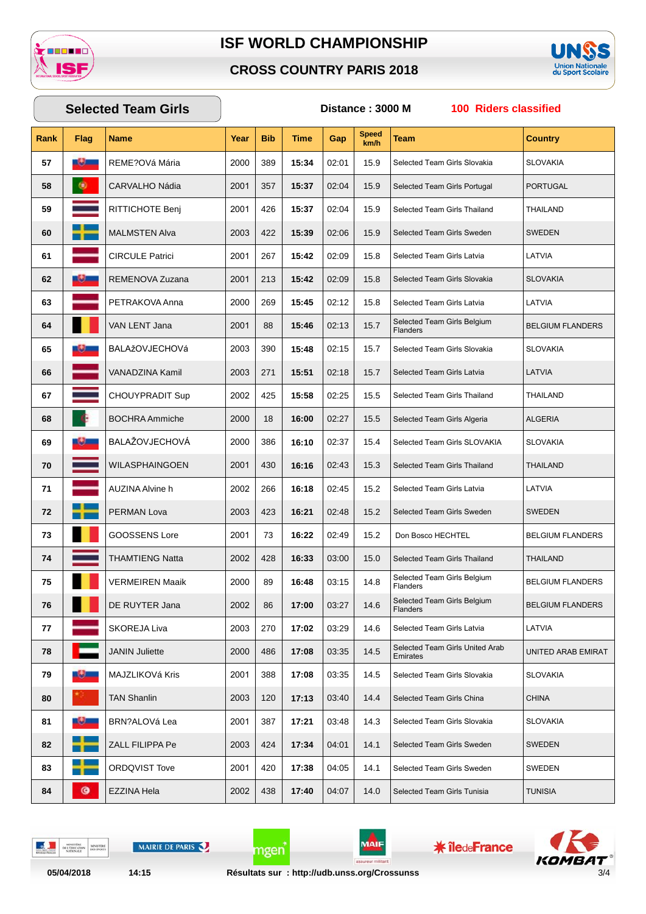# ISF WORLD CHAMPIONSHIP

## CROSS COUNTRY PARIS 2018

**Selected Team Girls** — **Distance : 3000 M** — **100 Riders classified**

| Rank | Flag | Name | Year | Bib | Time | Gap | Speed km/h | Team | Country |
|---|---|---|---|---|---|---|---|---|---|
| 57 | | REME?OVá Mária | 2000 | 389 | 15:34 | 02:01 | 15.9 | Selected Team Girls Slovakia | SLOVAKIA |
| 58 | | CARVALHO Nádia | 2001 | 357 | 15:37 | 02:04 | 15.9 | Selected Team Girls Portugal | PORTUGAL |
| 59 | | RITTICHOTE Benj | 2001 | 426 | 15:37 | 02:04 | 15.9 | Selected Team Girls Thailand | THAILAND |
| 60 | | MALMSTEN Alva | 2003 | 422 | 15:39 | 02:06 | 15.9 | Selected Team Girls Sweden | SWEDEN |
| 61 | | CIRCULE Patrici | 2001 | 267 | 15:42 | 02:09 | 15.8 | Selected Team Girls Latvia | LATVIA |
| 62 | | REMENOVA Zuzana | 2001 | 213 | 15:42 | 02:09 | 15.8 | Selected Team Girls Slovakia | SLOVAKIA |
| 63 | | PETRAKOVA Anna | 2000 | 269 | 15:45 | 02:12 | 15.8 | Selected Team Girls Latvia | LATVIA |
| 64 | | VAN LENT Jana | 2001 | 88 | 15:46 | 02:13 | 15.7 | Selected Team Girls Belgium Flanders | BELGIUM FLANDERS |
| 65 | | BALAžOVJECHOVá | 2003 | 390 | 15:48 | 02:15 | 15.7 | Selected Team Girls Slovakia | SLOVAKIA |
| 66 | | VANADZINA Kamil | 2003 | 271 | 15:51 | 02:18 | 15.7 | Selected Team Girls Latvia | LATVIA |
| 67 | | CHOUYPRADIT Sup | 2002 | 425 | 15:58 | 02:25 | 15.5 | Selected Team Girls Thailand | THAILAND |
| 68 | | BOCHRA Ammiche | 2000 | 18 | 16:00 | 02:27 | 15.5 | Selected Team Girls Algeria | ALGERIA |
| 69 | | BALAŽOVJECHOVÁ | 2000 | 386 | 16:10 | 02:37 | 15.4 | Selected Team Girls SLOVAKIA | SLOVAKIA |
| 70 | | WILASPHAINGOEN | 2001 | 430 | 16:16 | 02:43 | 15.3 | Selected Team Girls Thailand | THAILAND |
| 71 | | AUZINA Alvine h | 2002 | 266 | 16:18 | 02:45 | 15.2 | Selected Team Girls Latvia | LATVIA |
| 72 | | PERMAN Lova | 2003 | 423 | 16:21 | 02:48 | 15.2 | Selected Team Girls Sweden | SWEDEN |
| 73 | | GOOSSENS Lore | 2001 | 73 | 16:22 | 02:49 | 15.2 | Don Bosco HECHTEL | BELGIUM FLANDERS |
| 74 | | THAMTIENG Natta | 2002 | 428 | 16:33 | 03:00 | 15.0 | Selected Team Girls Thailand | THAILAND |
| 75 | | VERMEIREN Maaik | 2000 | 89 | 16:48 | 03:15 | 14.8 | Selected Team Girls Belgium Flanders | BELGIUM FLANDERS |
| 76 | | DE RUYTER Jana | 2002 | 86 | 17:00 | 03:27 | 14.6 | Selected Team Girls Belgium Flanders | BELGIUM FLANDERS |
| 77 | | SKOREJA Liva | 2003 | 270 | 17:02 | 03:29 | 14.6 | Selected Team Girls Latvia | LATVIA |
| 78 | | JANIN Juliette | 2000 | 486 | 17:08 | 03:35 | 14.5 | Selected Team Girls United Arab Emirates | UNITED ARAB EMIRAT |
| 79 | | MAJZLIKOVá Kris | 2001 | 388 | 17:08 | 03:35 | 14.5 | Selected Team Girls Slovakia | SLOVAKIA |
| 80 | | TAN Shanlin | 2003 | 120 | 17:13 | 03:40 | 14.4 | Selected Team Girls China | CHINA |
| 81 | | BRN?ALOVá Lea | 2001 | 387 | 17:21 | 03:48 | 14.3 | Selected Team Girls Slovakia | SLOVAKIA |
| 82 | | ZALL FILIPPA Pe | 2003 | 424 | 17:34 | 04:01 | 14.1 | Selected Team Girls Sweden | SWEDEN |
| 83 | | ORDQVIST Tove | 2001 | 420 | 17:38 | 04:05 | 14.1 | Selected Team Girls Sweden | SWEDEN |
| 84 | | EZZINA Hela | 2002 | 438 | 17:40 | 04:07 | 14.0 | Selected Team Girls Tunisia | TUNISIA |

05/04/2018 14:15 Résultats sur : http://udb.unss.org/Crossunss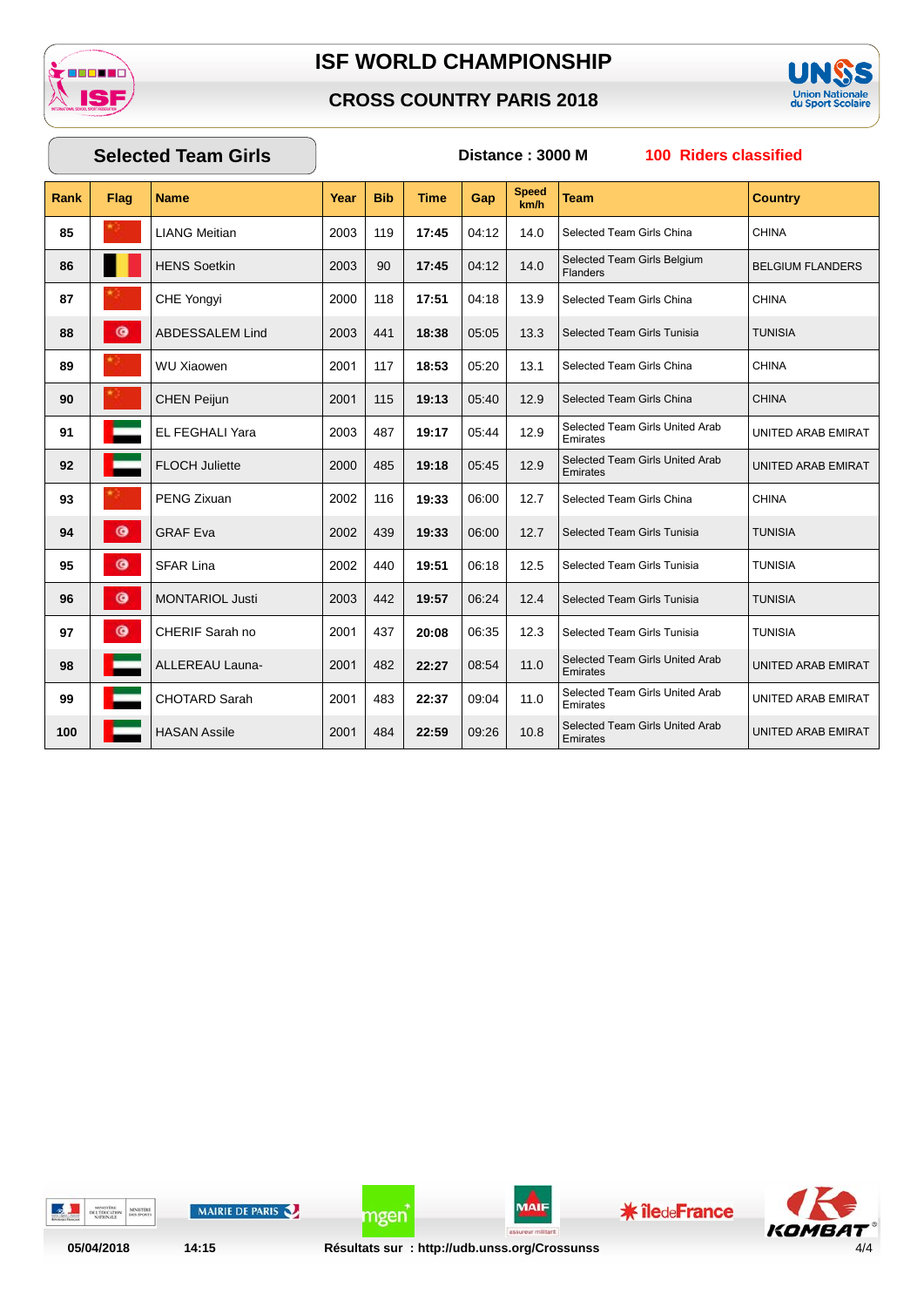# ISF WORLD CHAMPIONSHIP

## CROSS COUNTRY PARIS 2018

### Selected Team Girls

**Distance : 3000 M** **100 Riders classified**

| Rank | Flag | Name | Year | Bib | Time | Gap | Speed km/h | Team | Country |
|---|---|---|---|---|---|---|---|---|---|
| 85 | | LIANG Meitian | 2003 | 119 | 17:45 | 04:12 | 14.0 | Selected Team Girls China | CHINA |
| 86 | | HENS Soetkin | 2003 | 90 | 17:45 | 04:12 | 14.0 | Selected Team Girls Belgium Flanders | BELGIUM FLANDERS |
| 87 | | CHE Yongyi | 2000 | 118 | 17:51 | 04:18 | 13.9 | Selected Team Girls China | CHINA |
| 88 | | ABDESSALEM Lind | 2003 | 441 | 18:38 | 05:05 | 13.3 | Selected Team Girls Tunisia | TUNISIA |
| 89 | | WU Xiaowen | 2001 | 117 | 18:53 | 05:20 | 13.1 | Selected Team Girls China | CHINA |
| 90 | | CHEN Peijun | 2001 | 115 | 19:13 | 05:40 | 12.9 | Selected Team Girls China | CHINA |
| 91 | | EL FEGHALI Yara | 2003 | 487 | 19:17 | 05:44 | 12.9 | Selected Team Girls United Arab Emirates | UNITED ARAB EMIRAT |
| 92 | | FLOCH Juliette | 2000 | 485 | 19:18 | 05:45 | 12.9 | Selected Team Girls United Arab Emirates | UNITED ARAB EMIRAT |
| 93 | | PENG Zixuan | 2002 | 116 | 19:33 | 06:00 | 12.7 | Selected Team Girls China | CHINA |
| 94 | | GRAF Eva | 2002 | 439 | 19:33 | 06:00 | 12.7 | Selected Team Girls Tunisia | TUNISIA |
| 95 | | SFAR Lina | 2002 | 440 | 19:51 | 06:18 | 12.5 | Selected Team Girls Tunisia | TUNISIA |
| 96 | | MONTARIOL Justi | 2003 | 442 | 19:57 | 06:24 | 12.4 | Selected Team Girls Tunisia | TUNISIA |
| 97 | | CHERIF Sarah no | 2001 | 437 | 20:08 | 06:35 | 12.3 | Selected Team Girls Tunisia | TUNISIA |
| 98 | | ALLEREAU Launa- | 2001 | 482 | 22:27 | 08:54 | 11.0 | Selected Team Girls United Arab Emirates | UNITED ARAB EMIRAT |
| 99 | | CHOTARD Sarah | 2001 | 483 | 22:37 | 09:04 | 11.0 | Selected Team Girls United Arab Emirates | UNITED ARAB EMIRAT |
| 100 | | HASAN Assile | 2001 | 484 | 22:59 | 09:26 | 10.8 | Selected Team Girls United Arab Emirates | UNITED ARAB EMIRAT |

05/04/2018 14:15 Résultats sur : http://udb.unss.org/Crossunss